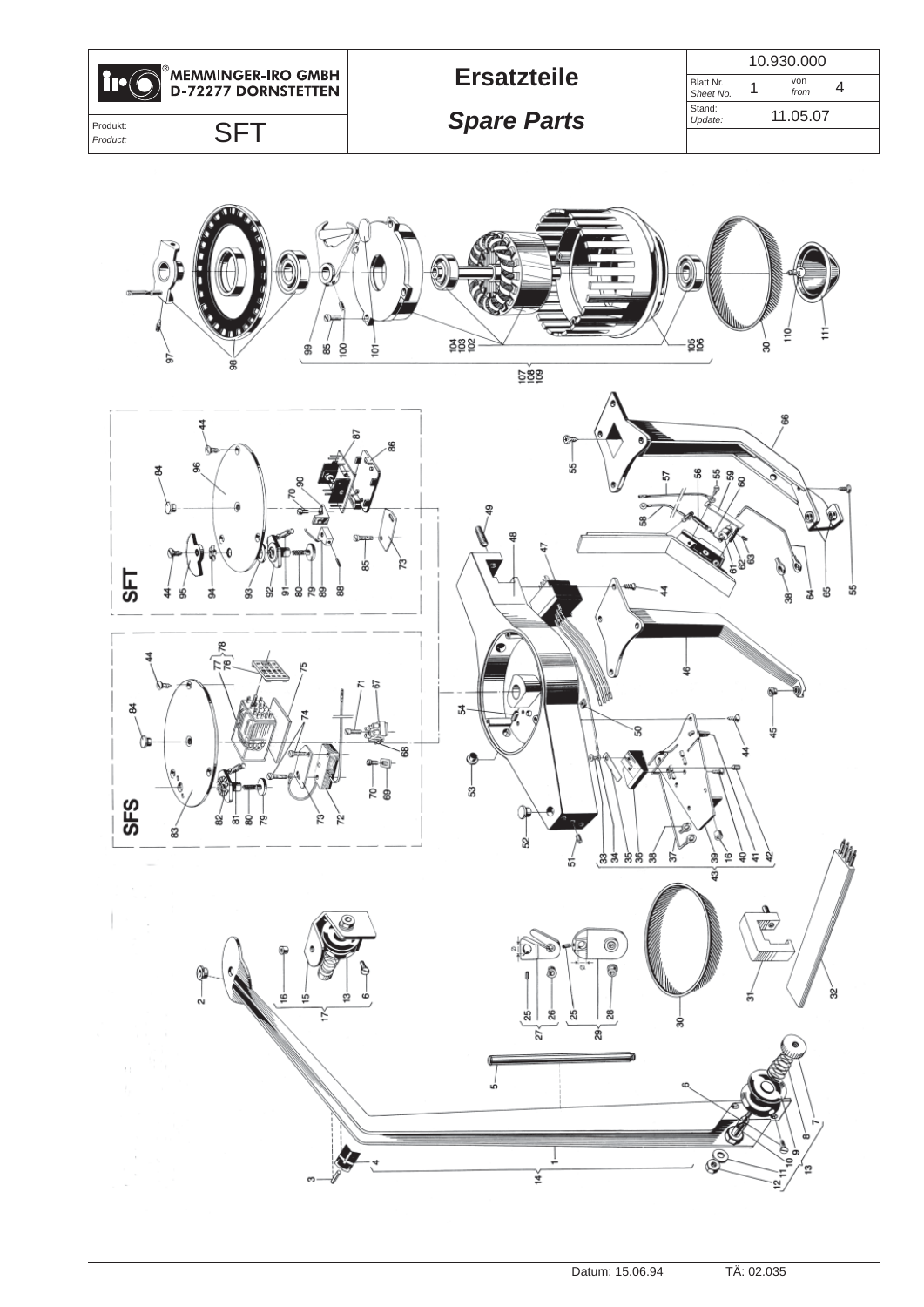| MEMMINGER-IRO GMBH D-72277 DORNSTETTEN | Ersatzteile | 10.930.000 | |
|---|---|---|---|
| | *Spare Parts* | Blatt Nr. *Sheet No.* 1 | von *from* 4 |
| Produkt: *Product:* SFT | | Stand: *Update:* 11.05.07 | |

SFT

SFS

Datum: 15.06.94 TÄ: 02.035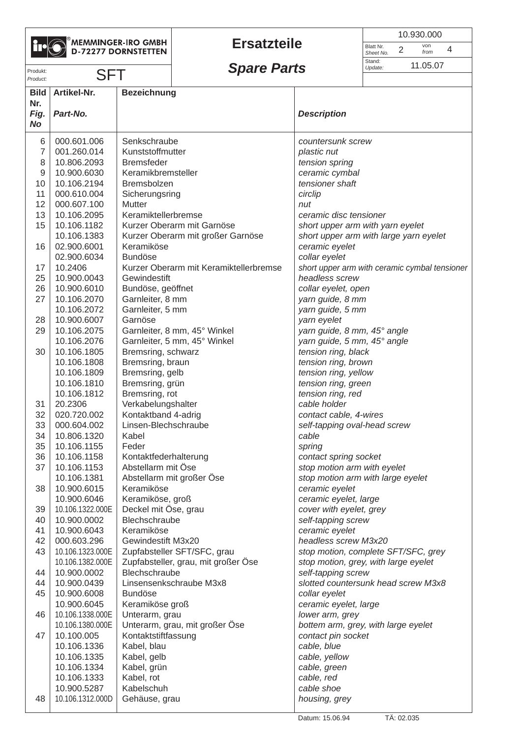| MEMMINGER-IRO GMBH D-72277 DORNSTETTEN | Ersatzteile *Spare Parts* | 10.930.000 |
|---|---|---|
| Produkt: *Product:* SFT | | Blatt Nr. *Sheet No.* 2 von *from* 4 |
| | | Stand: *Update:* 11.05.07 |

| Bild Nr. *Fig. No* | Artikel-Nr. *Part-No.* | Bezeichnung | *Description* |
|---|---|---|---|
| 6 | 000.601.006 | Senkschraube | *countersunk screw* |
| 7 | 001.260.014 | Kunststoffmutter | *plastic nut* |
| 8 | 10.806.2093 | Bremsfeder | *tension spring* |
| 9 | 10.900.6030 | Keramikbremsteller | *ceramic cymbal* |
| 10 | 10.106.2194 | Bremsbolzen | *tensioner shaft* |
| 11 | 000.610.004 | Sicherungsring | *circlip* |
| 12 | 000.607.100 | Mutter | *nut* |
| 13 | 10.106.2095 | Keramiktellerbremse | *ceramic disc tensioner* |
| 15 | 10.106.1182 | Kurzer Oberarm mit Garnöse | *short upper arm with yarn eyelet* |
| | 10.106.1383 | Kurzer Oberarm mit großer Garnöse | *short upper arm with large yarn eyelet* |
| 16 | 02.900.6001 | Keramiköse | *ceramic eyelet* |
| | 02.900.6034 | Bundöse | *collar eyelet* |
| 17 | 10.2406 | Kurzer Oberarm mit Keramiktellerbremse | *short upper arm with ceramic cymbal tensioner* |
| 25 | 10.900.0043 | Gewindestift | *headless screw* |
| 26 | 10.900.6010 | Bundöse, geöffnet | *collar eyelet, open* |
| 27 | 10.106.2070 | Garnleiter, 8 mm | *yarn guide, 8 mm* |
| | 10.106.2072 | Garnleiter, 5 mm | *yarn guide, 5 mm* |
| 28 | 10.900.6007 | Garnöse | *yarn eyelet* |
| 29 | 10.106.2075 | Garnleiter, 8 mm, 45° Winkel | *yarn guide, 8 mm, 45° angle* |
| | 10.106.2076 | Garnleiter, 5 mm, 45° Winkel | *yarn guide, 5 mm, 45° angle* |
| 30 | 10.106.1805 | Bremsring, schwarz | *tension ring, black* |
| | 10.106.1808 | Bremsring, braun | *tension ring, brown* |
| | 10.106.1809 | Bremsring, gelb | *tension ring, yellow* |
| | 10.106.1810 | Bremsring, grün | *tension ring, green* |
| | 10.106.1812 | Bremsring, rot | *tension ring, red* |
| 31 | 20.2306 | Verkabelungshalter | *cable holder* |
| 32 | 020.720.002 | Kontaktband 4-adrig | *contact cable, 4-wires* |
| 33 | 000.604.002 | Linsen-Blechschraube | *self-tapping oval-head screw* |
| 34 | 10.806.1320 | Kabel | *cable* |
| 35 | 10.106.1155 | Feder | *spring* |
| 36 | 10.106.1158 | Kontaktfederhalterung | *contact spring socket* |
| 37 | 10.106.1153 | Abstellarm mit Öse | *stop motion arm with eyelet* |
| | 10.106.1381 | Abstellarm mit großer Öse | *stop motion arm with large eyelet* |
| 38 | 10.900.6015 | Keramiköse | *ceramic eyelet* |
| | 10.900.6046 | Keramiköse, groß | *ceramic eyelet, large* |
| 39 | 10.106.1322.000E | Deckel mit Öse, grau | *cover with eyelet, grey* |
| 40 | 10.900.0002 | Blechschraube | *self-tapping screw* |
| 41 | 10.900.6043 | Keramiköse | *ceramic eyelet* |
| 42 | 000.603.296 | Gewindestift M3x20 | *headless screw M3x20* |
| 43 | 10.106.1323.000E | Zupfabsteller SFT/SFC, grau | *stop motion, complete SFT/SFC, grey* |
| | 10.106.1382.000E | Zupfabsteller, grau, mit großer Öse | *stop motion, grey, with large eyelet* |
| 44 | 10.900.0002 | Blechschraube | *self-tapping screw* |
| 44 | 10.900.0439 | Linsensenkschraube M3x8 | *slotted countersunk head screw M3x8* |
| 45 | 10.900.6008 | Bundöse | *collar eyelet* |
| | 10.900.6045 | Keramiköse groß | *ceramic eyelet, large* |
| 46 | 10.106.1338.000E | Unterarm, grau | *lower arm, grey* |
| | 10.106.1380.000E | Unterarm, grau, mit großer Öse | *bottem arm, grey, with large eyelet* |
| 47 | 10.100.005 | Kontaktstiftfassung | *contact pin socket* |
| | 10.106.1336 | Kabel, blau | *cable, blue* |
| | 10.106.1335 | Kabel, gelb | *cable, yellow* |
| | 10.106.1334 | Kabel, grün | *cable, green* |
| | 10.106.1333 | Kabel, rot | *cable, red* |
| | 10.900.5287 | Kabelschuh | *cable shoe* |
| 48 | 10.106.1312.000D | Gehäuse, grau | *housing, grey* |

Datum: 15.06.94 TÄ: 02.035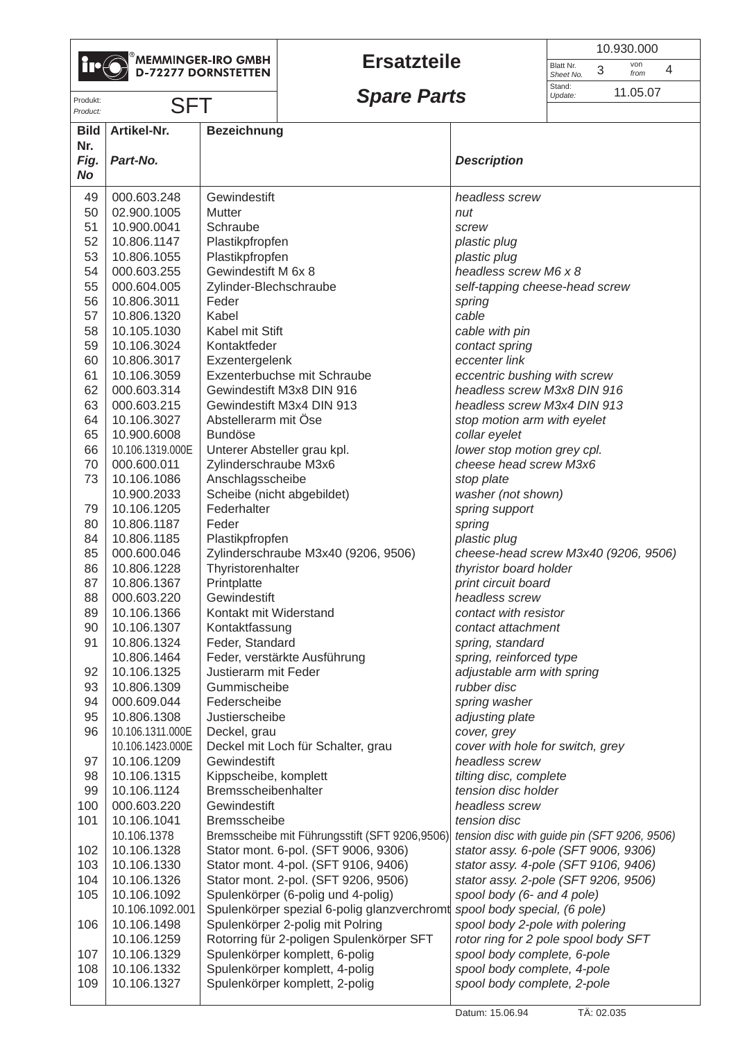**MEMMINGER-IRO GMBH**
**D-72277 DORNSTETTEN**

# Ersatzteile

## *Spare Parts*

| | |
|---|---|
| | 10.930.000 |
| Blatt Nr. / *Sheet No.* | 3 von / *from* 4 |
| Stand: / *Update:* | 11.05.07 |

Produkt: / *Product:* SFT

| Bild Nr. / *Fig. No* | Artikel-Nr. / *Part-No.* | Bezeichnung | *Description* |
|---|---|---|---|
| 49 | 000.603.248 | Gewindestift | *headless screw* |
| 50 | 02.900.1005 | Mutter | *nut* |
| 51 | 10.900.0041 | Schraube | *screw* |
| 52 | 10.806.1147 | Plastikpfropfen | *plastic plug* |
| 53 | 10.806.1055 | Plastikpfropfen | *plastic plug* |
| 54 | 000.603.255 | Gewindestift M 6x 8 | *headless screw M6 x 8* |
| 55 | 000.604.005 | Zylinder-Blechschraube | *self-tapping cheese-head screw* |
| 56 | 10.806.3011 | Feder | *spring* |
| 57 | 10.806.1320 | Kabel | *cable* |
| 58 | 10.105.1030 | Kabel mit Stift | *cable with pin* |
| 59 | 10.106.3024 | Kontaktfeder | *contact spring* |
| 60 | 10.806.3017 | Exzentergelenk | *eccenter link* |
| 61 | 10.106.3059 | Exzenterbuchse mit Schraube | *eccentric bushing with screw* |
| 62 | 000.603.314 | Gewindestift M3x8 DIN 916 | *headless screw M3x8 DIN 916* |
| 63 | 000.603.215 | Gewindestift M3x4 DIN 913 | *headless screw M3x4 DIN 913* |
| 64 | 10.106.3027 | Abstellerarm mit Öse | *stop motion arm with eyelet* |
| 65 | 10.900.6008 | Bundöse | *collar eyelet* |
| 66 | 10.106.1319.000E | Unterer Absteller grau kpl. | *lower stop motion grey cpl.* |
| 70 | 000.600.011 | Zylinderschraube M3x6 | *cheese head screw M3x6* |
| 73 | 10.106.1086 | Anschlagsscheibe | *stop plate* |
| | 10.900.2033 | Scheibe (nicht abgebildet) | *washer (not shown)* |
| 79 | 10.106.1205 | Federhalter | *spring support* |
| 80 | 10.806.1187 | Feder | *spring* |
| 84 | 10.806.1185 | Plastikpfropfen | *plastic plug* |
| 85 | 000.600.046 | Zylinderschraube M3x40 (9206, 9506) | *cheese-head screw M3x40 (9206, 9506)* |
| 86 | 10.806.1228 | Thyristorenhalter | *thyristor board holder* |
| 87 | 10.806.1367 | Printplatte | *print circuit board* |
| 88 | 000.603.220 | Gewindestift | *headless screw* |
| 89 | 10.106.1366 | Kontakt mit Widerstand | *contact with resistor* |
| 90 | 10.106.1307 | Kontaktfassung | *contact attachment* |
| 91 | 10.806.1324 | Feder, Standard | *spring, standard* |
| | 10.806.1464 | Feder, verstärkte Ausführung | *spring, reinforced type* |
| 92 | 10.106.1325 | Justierarm mit Feder | *adjustable arm with spring* |
| 93 | 10.806.1309 | Gummischeibe | *rubber disc* |
| 94 | 000.609.044 | Federscheibe | *spring washer* |
| 95 | 10.806.1308 | Justierscheibe | *adjusting plate* |
| 96 | 10.106.1311.000E | Deckel, grau | *cover, grey* |
| | 10.106.1423.000E | Deckel mit Loch für Schalter, grau | *cover with hole for switch, grey* |
| 97 | 10.106.1209 | Gewindestift | *headless screw* |
| 98 | 10.106.1315 | Kippscheibe, komplett | *tilting disc, complete* |
| 99 | 10.106.1124 | Bremsscheibenhalter | *tension disc holder* |
| 100 | 000.603.220 | Gewindestift | *headless screw* |
| 101 | 10.106.1041 | Bremsscheibe | *tension disc* |
| | 10.106.1378 | Bremsscheibe mit Führungsstift (SFT 9206,9506) | *tension disc with guide pin (SFT 9206, 9506)* |
| 102 | 10.106.1328 | Stator mont. 6-pol. (SFT 9006, 9306) | *stator assy. 6-pole (SFT 9006, 9306)* |
| 103 | 10.106.1330 | Stator mont. 4-pol. (SFT 9106, 9406) | *stator assy. 4-pole (SFT 9106, 9406)* |
| 104 | 10.106.1326 | Stator mont. 2-pol. (SFT 9206, 9506) | *stator assy. 2-pole (SFT 9206, 9506)* |
| 105 | 10.106.1092 | Spulenkörper (6-polig und 4-polig) | *spool body (6- and 4 pole)* |
| | 10.106.1092.001 | Spulenkörper spezial 6-polig glanzverchromt | *spool body special, (6 pole)* |
| 106 | 10.106.1498 | Spulenkörper 2-polig mit Polring | *spool body 2-pole with polering* |
| | 10.106.1259 | Rotorring für 2-poligen Spulenkörper SFT | *rotor ring for 2 pole spool body SFT* |
| 107 | 10.106.1329 | Spulenkörper komplett, 6-polig | *spool body complete, 6-pole* |
| 108 | 10.106.1332 | Spulenkörper komplett, 4-polig | *spool body complete, 4-pole* |
| 109 | 10.106.1327 | Spulenkörper komplett, 2-polig | *spool body complete, 2-pole* |

Datum: 15.06.94 TÄ: 02.035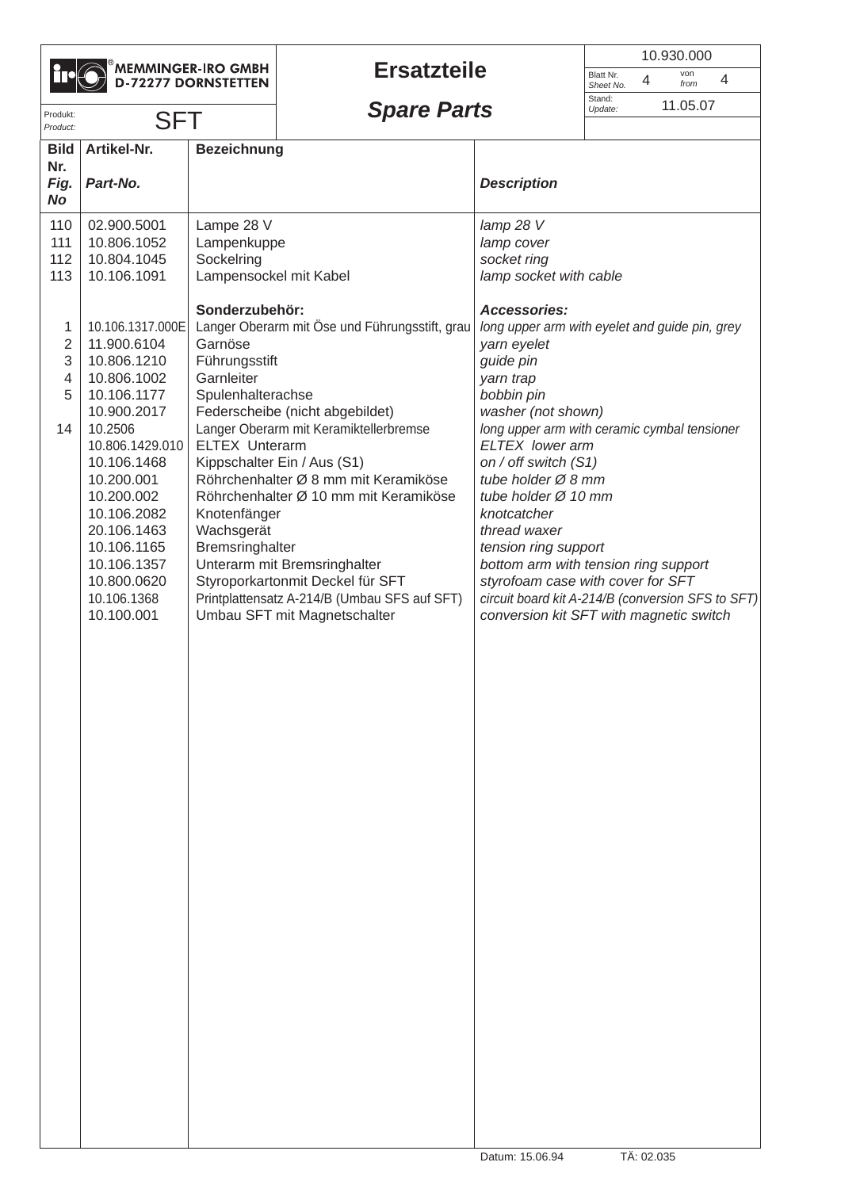**MEMMINGER-IRO GMBH**
**D-72277 DORNSTETTEN**

# Ersatzteile

# *Spare Parts*

10.930.000

Blatt Nr. / *Sheet No.* 4 von / *from* 4

Stand: / *Update:* 11.05.07

Produkt: / *Product:* SFT

| Bild Nr. *Fig. No* | Artikel-Nr. *Part-No.* | Bezeichnung | *Description* |
|---|---|---|---|
| 110 | 02.900.5001 | Lampe 28 V | *lamp 28 V* |
| 111 | 10.806.1052 | Lampenkuppe | *lamp cover* |
| 112 | 10.804.1045 | Sockelring | *socket ring* |
| 113 | 10.106.1091 | Lampensockel mit Kabel | *lamp socket with cable* |
| | | **Sonderzubehör:** | ***Accessories:*** |
| 1 | 10.106.1317.000E | Langer Oberarm mit Öse und Führungsstift, grau | *long upper arm with eyelet and guide pin, grey* |
| 2 | 11.900.6104 | Garnöse | *yarn eyelet* |
| 3 | 10.806.1210 | Führungsstift | *guide pin* |
| 4 | 10.806.1002 | Garnleiter | *yarn trap* |
| 5 | 10.106.1177 | Spulenhalterachse | *bobbin pin* |
| | 10.900.2017 | Federscheibe (nicht abgebildet) | *washer (not shown)* |
| 14 | 10.2506 | Langer Oberarm mit Keramiktellerbremse | *long upper arm with ceramic cymbal tensioner* |
| | 10.806.1429.010 | ELTEX Unterarm | *ELTEX lower arm* |
| | 10.106.1468 | Kippschalter Ein / Aus (S1) | *on / off switch (S1)* |
| | 10.200.001 | Röhrchenhalter Ø 8 mm mit Keramiköse | *tube holder Ø 8 mm* |
| | 10.200.002 | Röhrchenhalter Ø 10 mm mit Keramiköse | *tube holder Ø 10 mm* |
| | 10.106.2082 | Knotenfänger | *knotcatcher* |
| | 20.106.1463 | Wachsgerät | *thread waxer* |
| | 10.106.1165 | Bremsringhalter | *tension ring support* |
| | 10.106.1357 | Unterarm mit Bremsringhalter | *bottom arm with tension ring support* |
| | 10.800.0620 | Styroporkartonmit Deckel für SFT | *styrofoam case with cover for SFT* |
| | 10.106.1368 | Printplattensatz A-214/B (Umbau SFS auf SFT) | *circuit board kit A-214/B (conversion SFS to SFT)* |
| | 10.100.001 | Umbau SFT mit Magnetschalter | *conversion kit SFT with magnetic switch* |

Datum: 15.06.94 TÄ: 02.035